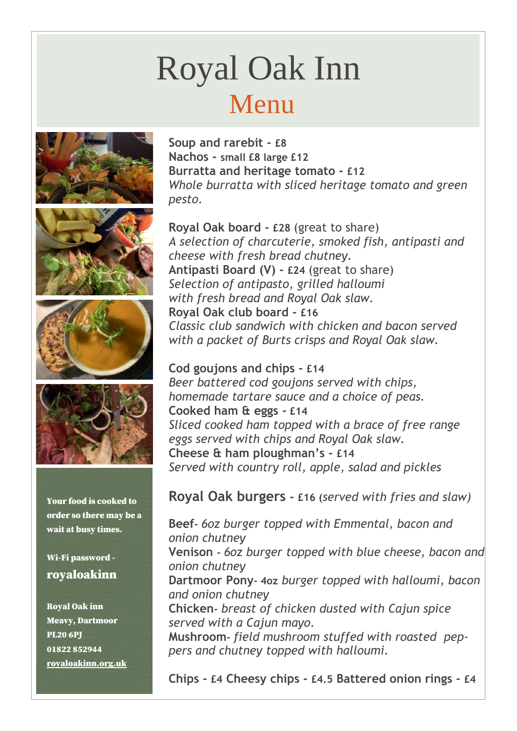# Royal Oak Inn

## Menu

**Soup and rarebit - £8**
**Nachos - small £8 large £12**
**Burratta and heritage tomato - £12**
*Whole burratta with sliced heritage tomato and green pesto.*

**Royal Oak board - £28** (great to share)
*A selection of charcuterie, smoked fish, antipasti and cheese with fresh bread chutney.*
**Antipasti Board (V) - £24** (great to share)
*Selection of antipasto, grilled halloumi with fresh bread and Royal Oak slaw.*
**Royal Oak club board - £16**
*Classic club sandwich with chicken and bacon served with a packet of Burts crisps and Royal Oak slaw.*

**Cod goujons and chips - £14**
*Beer battered cod goujons served with chips, homemade tartare sauce and a choice of peas.*
**Cooked ham & eggs - £14**
*Sliced cooked ham topped with a brace of free range eggs served with chips and Royal Oak slaw.*
**Cheese & ham ploughman's - £14**
*Served with country roll, apple, salad and pickles*

### Royal Oak burgers - £16 (*served with fries and slaw)*

**Beef**- *6oz burger topped with Emmental, bacon and onion chutney*
**Venison** - *6oz burger topped with blue cheese, bacon and onion chutney*
**Dartmoor Pony**- 4oz *burger topped with halloumi, bacon and onion chutney*
**Chicken**- *breast of chicken dusted with Cajun spice served with a Cajun mayo.*
**Mushroom**- *field mushroom stuffed with roasted peppers and chutney topped with halloumi.*

**Chips - £4 Cheesy chips - £4.5 Battered onion rings - £4**

**Your food is cooked to order so there may be a wait at busy times.**

**Wi-Fi password -**
**royaloakinn**

**Royal Oak inn**
**Meavy, Dartmoor**
**PL20 6PJ**
**01822 852944**
**royaloakinn.org.uk**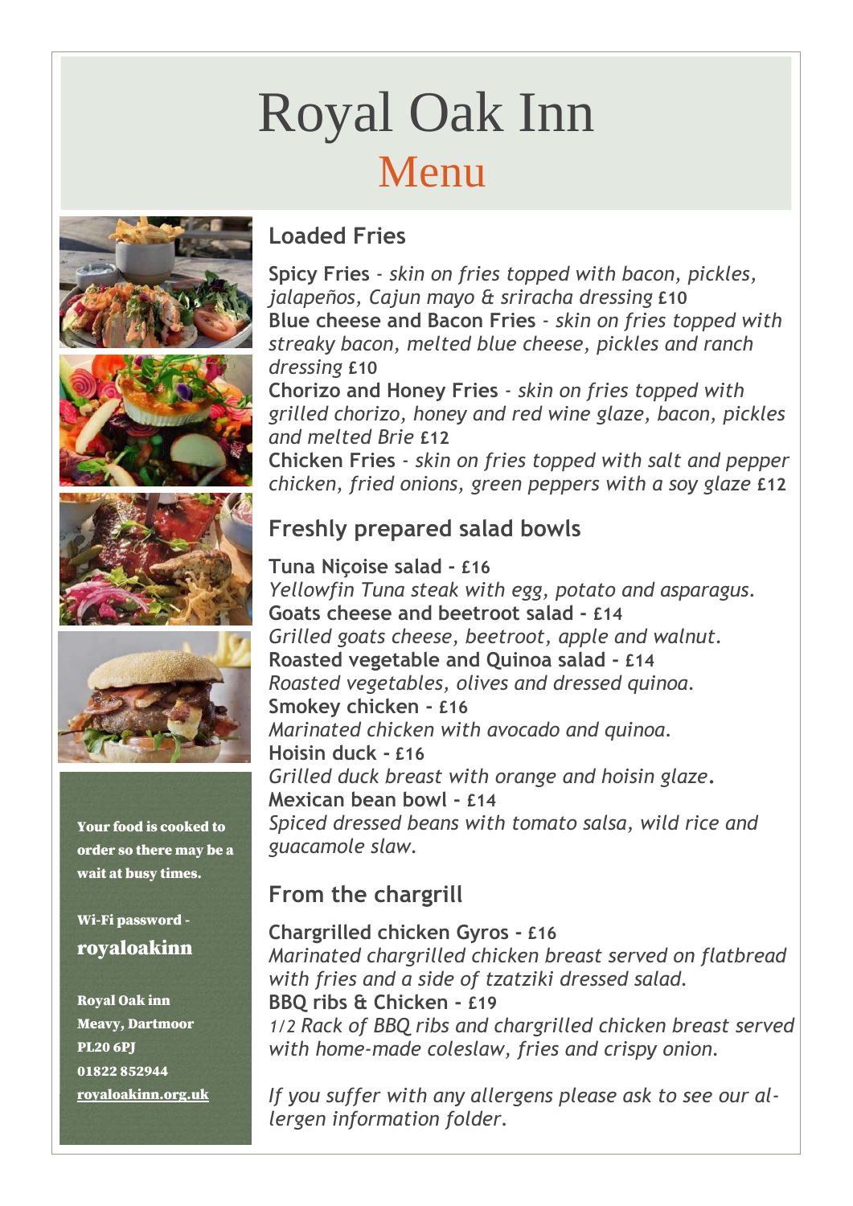# Royal Oak Inn

## Menu

## Loaded Fries

**Spicy Fries** - *skin on fries topped with bacon, pickles, jalapeños, Cajun mayo & sriracha dressing* **£10**
**Blue cheese and Bacon Fries** - *skin on fries topped with streaky bacon, melted blue cheese, pickles and ranch dressing* **£10**
**Chorizo and Honey Fries** - *skin on fries topped with grilled chorizo, honey and red wine glaze, bacon, pickles and melted Brie* **£12**
**Chicken Fries** - *skin on fries topped with salt and pepper chicken, fried onions, green peppers with a soy glaze* **£12**

## Freshly prepared salad bowls

**Tuna Niçoise salad - £16**
*Yellowfin Tuna steak with egg, potato and asparagus.*
**Goats cheese and beetroot salad - £14**
*Grilled goats cheese, beetroot, apple and walnut.*
**Roasted vegetable and Quinoa salad - £14**
*Roasted vegetables, olives and dressed quinoa.*
**Smokey chicken - £16**
*Marinated chicken with avocado and quinoa.*
**Hoisin duck - £16**
*Grilled duck breast with orange and hoisin glaze.*
**Mexican bean bowl - £14**
*Spiced dressed beans with tomato salsa, wild rice and guacamole slaw.*

## From the chargrill

**Chargrilled chicken Gyros - £16**
*Marinated chargrilled chicken breast served on flatbread with fries and a side of tzatziki dressed salad.*
**BBQ ribs & Chicken - £19**
*1/2 Rack of BBQ ribs and chargrilled chicken breast served with home-made coleslaw, fries and crispy onion.*

*If you suffer with any allergens please ask to see our allergen information folder.*

**Your food is cooked to order so there may be a wait at busy times.**

**Wi-Fi password - royaloakinn**

**Royal Oak inn**
**Meavy, Dartmoor**
**PL20 6PJ**
**01822 852944**
**royaloakinn.org.uk**